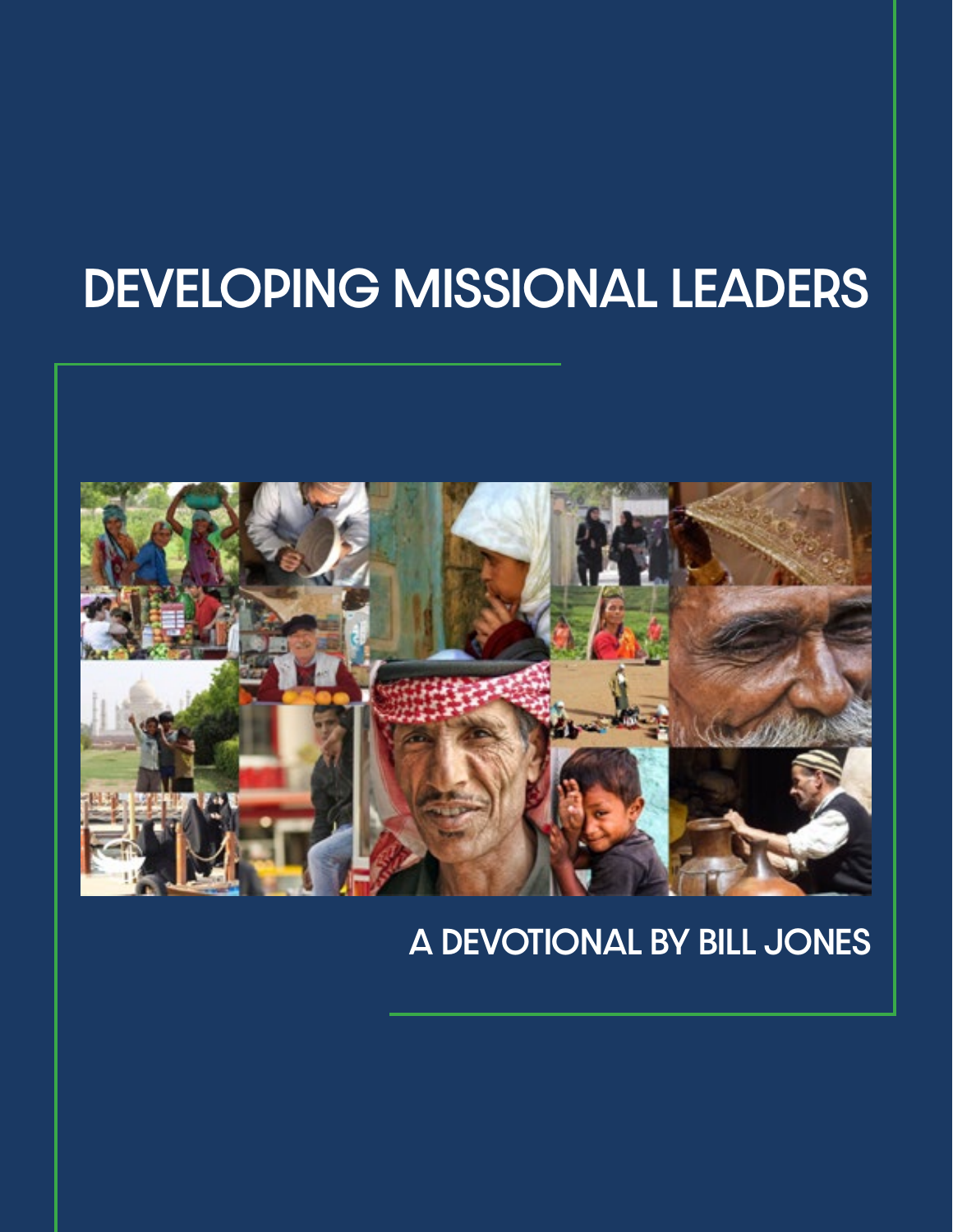# DEVELOPING MISSIONAL LEADERS

A DEVOTIONAL BY BILL JONES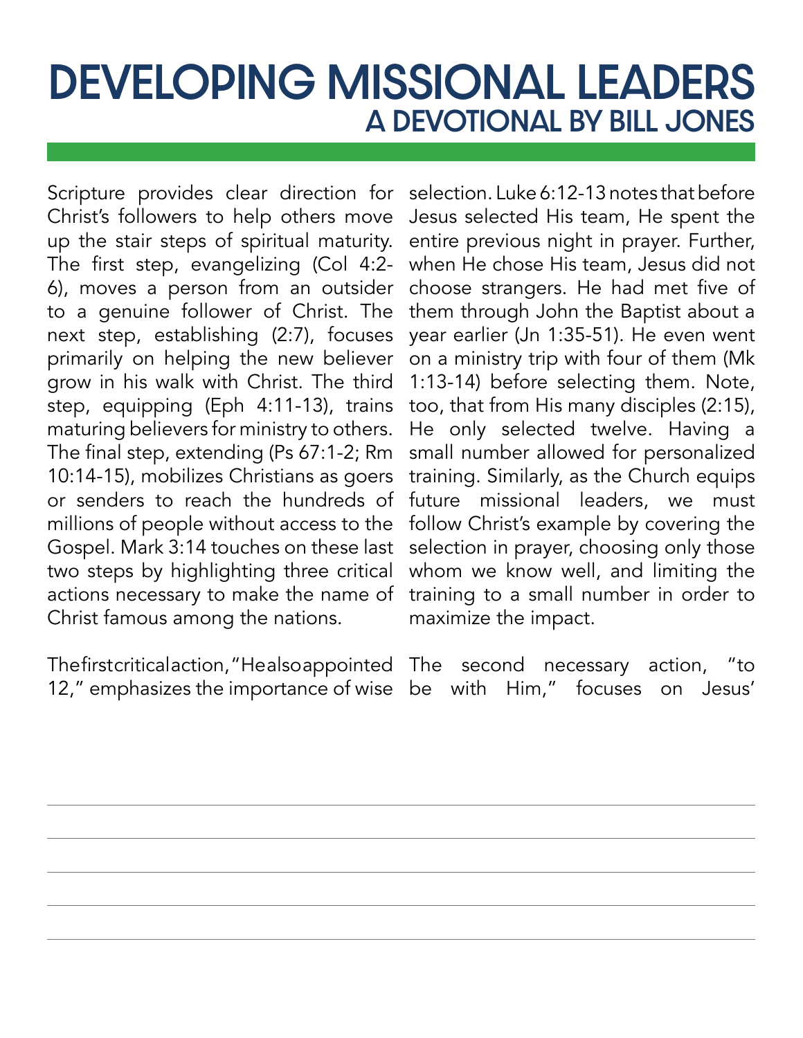# DEVELOPING MISSIONAL LEADERS
## A DEVOTIONAL BY BILL JONES

Scripture provides clear direction for Christ's followers to help others move up the stair steps of spiritual maturity. The first step, evangelizing (Col 4:2-6), moves a person from an outsider to a genuine follower of Christ. The next step, establishing (2:7), focuses primarily on helping the new believer grow in his walk with Christ. The third step, equipping (Eph 4:11-13), trains maturing believers for ministry to others. The final step, extending (Ps 67:1-2; Rm 10:14-15), mobilizes Christians as goers or senders to reach the hundreds of millions of people without access to the Gospel. Mark 3:14 touches on these last two steps by highlighting three critical actions necessary to make the name of Christ famous among the nations.

The first critical action, "He also appointed 12," emphasizes the importance of wise selection. Luke 6:12-13 notes that before Jesus selected His team, He spent the entire previous night in prayer. Further, when He chose His team, Jesus did not choose strangers. He had met five of them through John the Baptist about a year earlier (Jn 1:35-51). He even went on a ministry trip with four of them (Mk 1:13-14) before selecting them. Note, too, that from His many disciples (2:15), He only selected twelve. Having a small number allowed for personalized training. Similarly, as the Church equips future missional leaders, we must follow Christ's example by covering the selection in prayer, choosing only those whom we know well, and limiting the training to a small number in order to maximize the impact.

The second necessary action, "to be with Him," focuses on Jesus'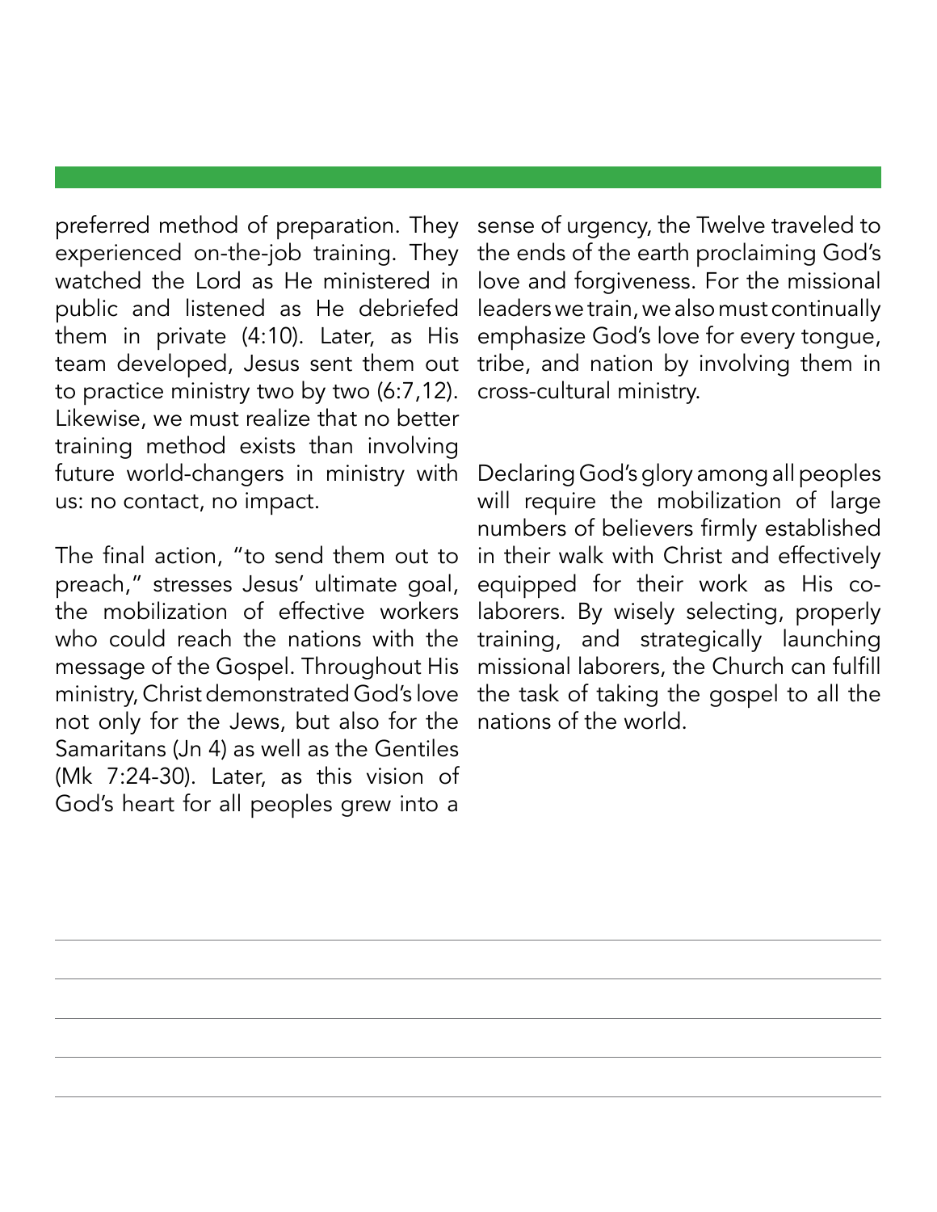preferred method of preparation. They experienced on-the-job training. They watched the Lord as He ministered in public and listened as He debriefed them in private (4:10). Later, as His team developed, Jesus sent them out to practice ministry two by two (6:7,12). Likewise, we must realize that no better training method exists than involving future world-changers in ministry with us: no contact, no impact.

The final action, "to send them out to preach," stresses Jesus' ultimate goal, the mobilization of effective workers who could reach the nations with the message of the Gospel. Throughout His ministry, Christ demonstrated God's love not only for the Jews, but also for the Samaritans (Jn 4) as well as the Gentiles (Mk 7:24-30). Later, as this vision of God's heart for all peoples grew into a sense of urgency, the Twelve traveled to the ends of the earth proclaiming God's love and forgiveness. For the missional leaders we train, we also must continually emphasize God's love for every tongue, tribe, and nation by involving them in cross-cultural ministry.

Declaring God's glory among all peoples will require the mobilization of large numbers of believers firmly established in their walk with Christ and effectively equipped for their work as His co-laborers. By wisely selecting, properly training, and strategically launching missional laborers, the Church can fulfill the task of taking the gospel to all the nations of the world.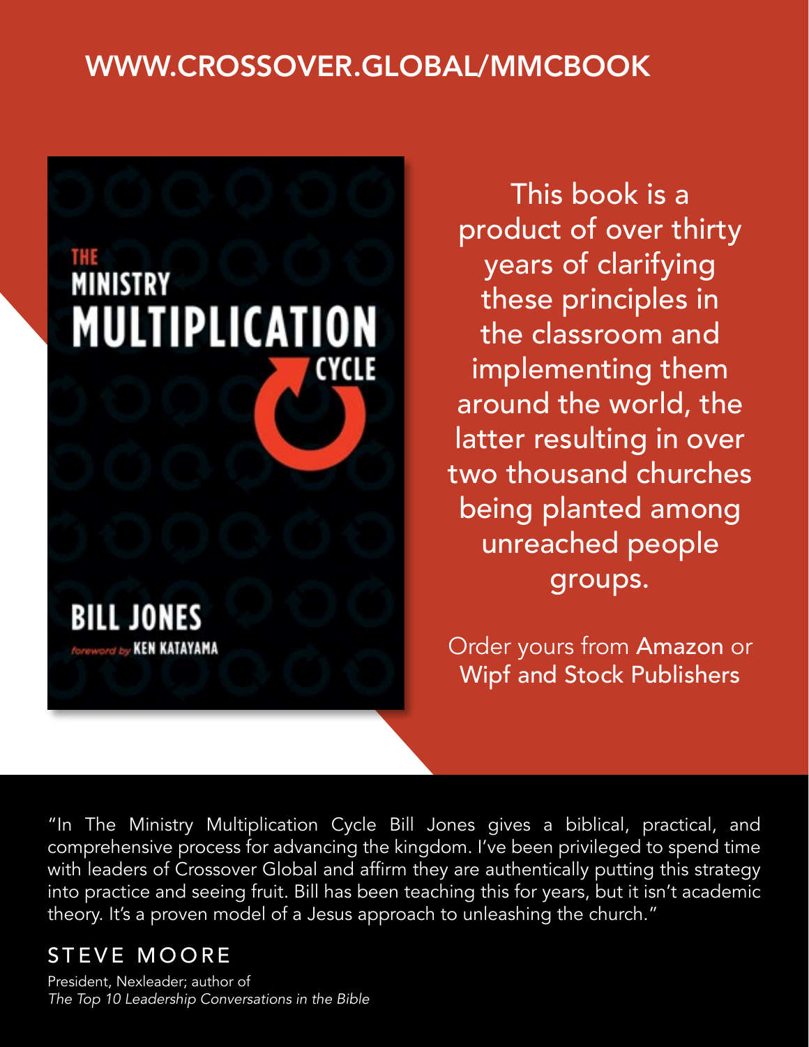## WWW.CROSSOVER.GLOBAL/MMCBOOK

THE MINISTRY MULTIPLICATION CYCLE

BILL JONES

foreword by KEN KATAYAMA

This book is a product of over thirty years of clarifying these principles in the classroom and implementing them around the world, the latter resulting in over two thousand churches being planted among unreached people groups.

Order yours from Amazon or Wipf and Stock Publishers

"In The Ministry Multiplication Cycle Bill Jones gives a biblical, practical, and comprehensive process for advancing the kingdom. I've been privileged to spend time with leaders of Crossover Global and affirm they are authentically putting this strategy into practice and seeing fruit. Bill has been teaching this for years, but it isn't academic theory. It's a proven model of a Jesus approach to unleashing the church."

STEVE MOORE

President, Nexleader; author of
*The Top 10 Leadership Conversations in the Bible*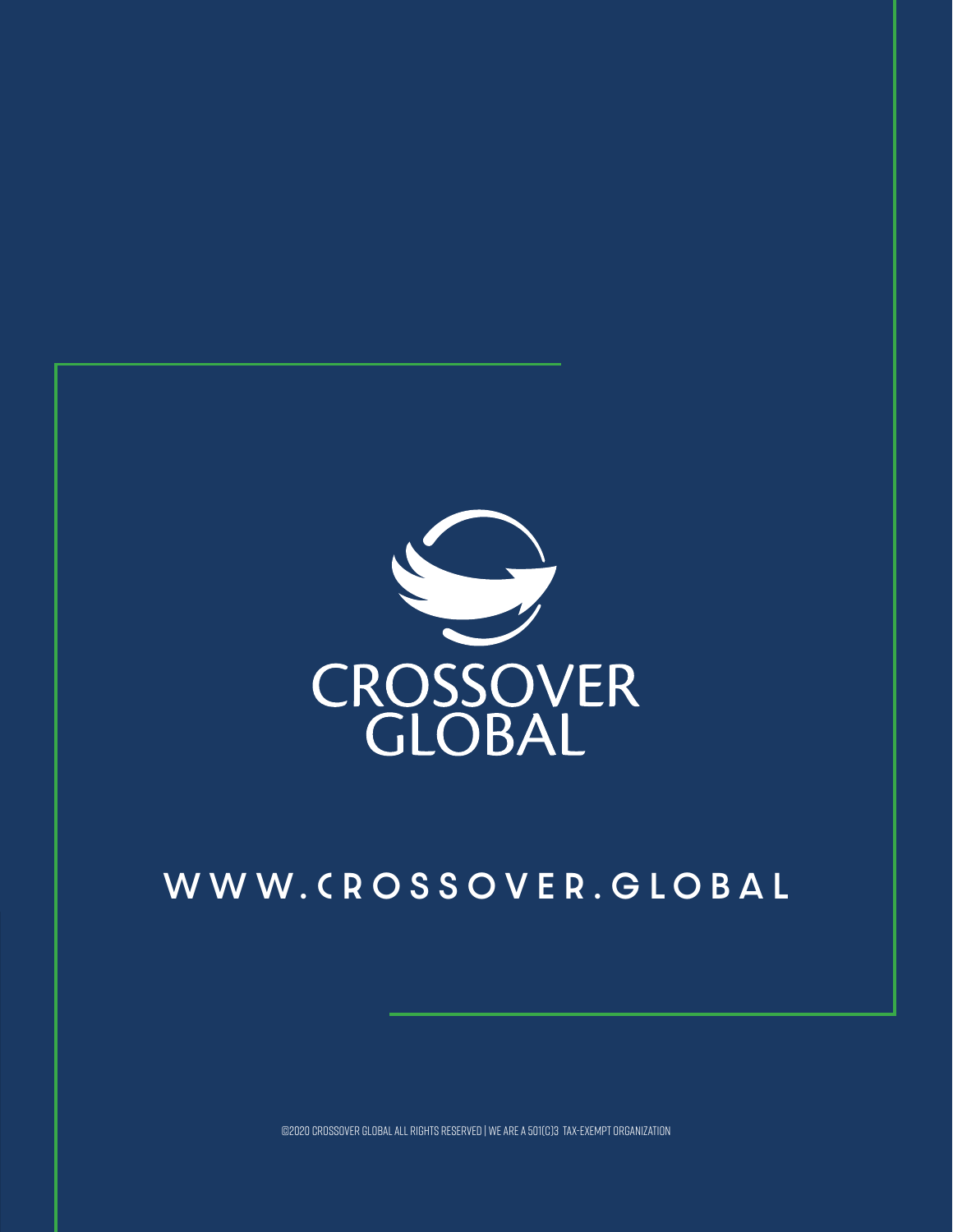CROSSOVER
GLOBAL

WWW.CROSSOVER.GLOBAL

©2020 CROSSOVER GLOBAL ALL RIGHTS RESERVED | WE ARE A 501(C)3 TAX-EXEMPT ORGANIZATION